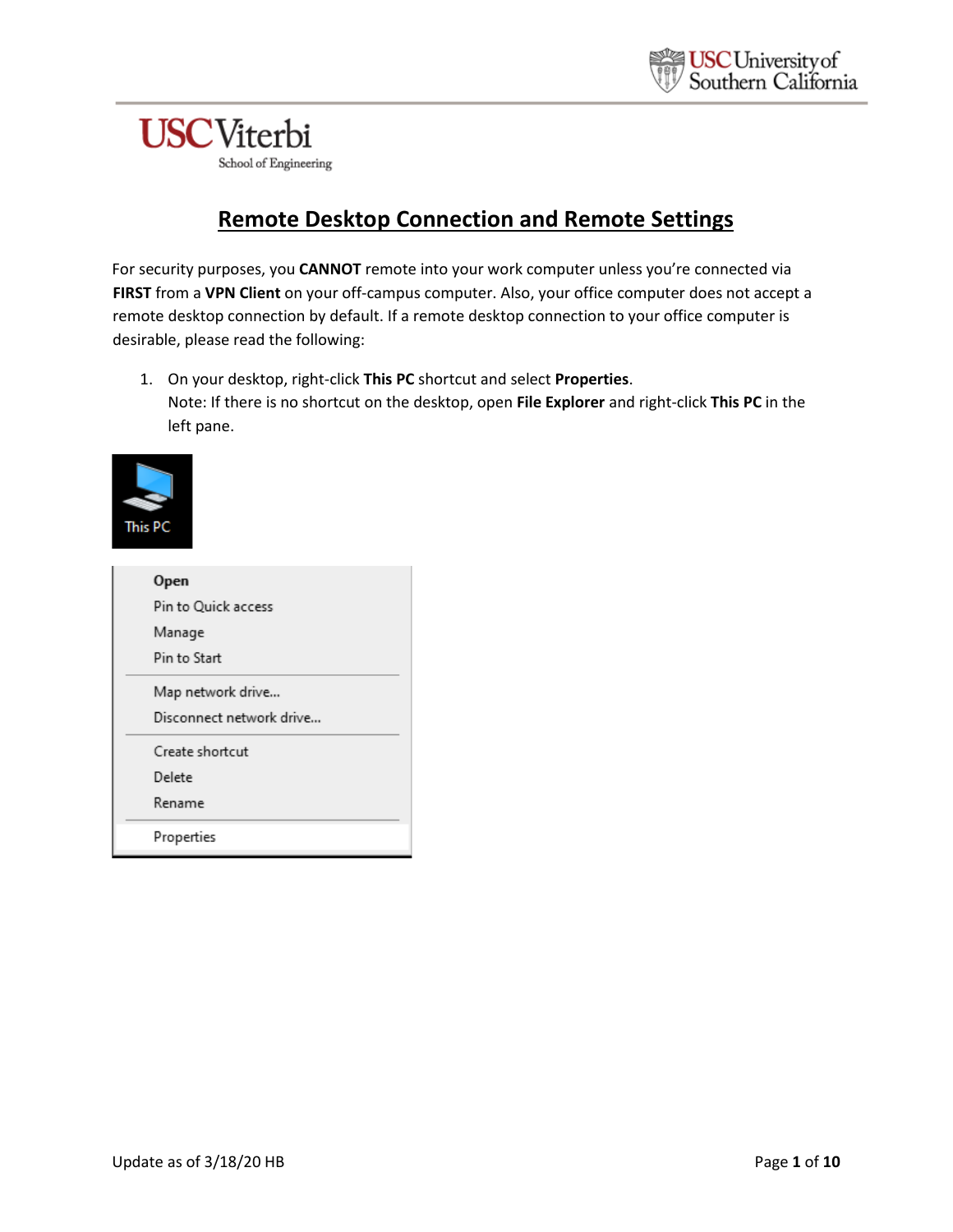# Remote Desktop Connection and Remote Settings

For security purposes, you **CANNOT** remote into your work computer unless you're connected via **FIRST** from a **VPN Client** on your off-campus computer. Also, your office computer does not accept a remote desktop connection by default. If a remote desktop connection to your office computer is desirable, please read the following:

1. On your desktop, right-click **This PC** shortcut and select **Properties**.
   Note: If there is no shortcut on the desktop, open **File Explorer** and right-click **This PC** in the left pane.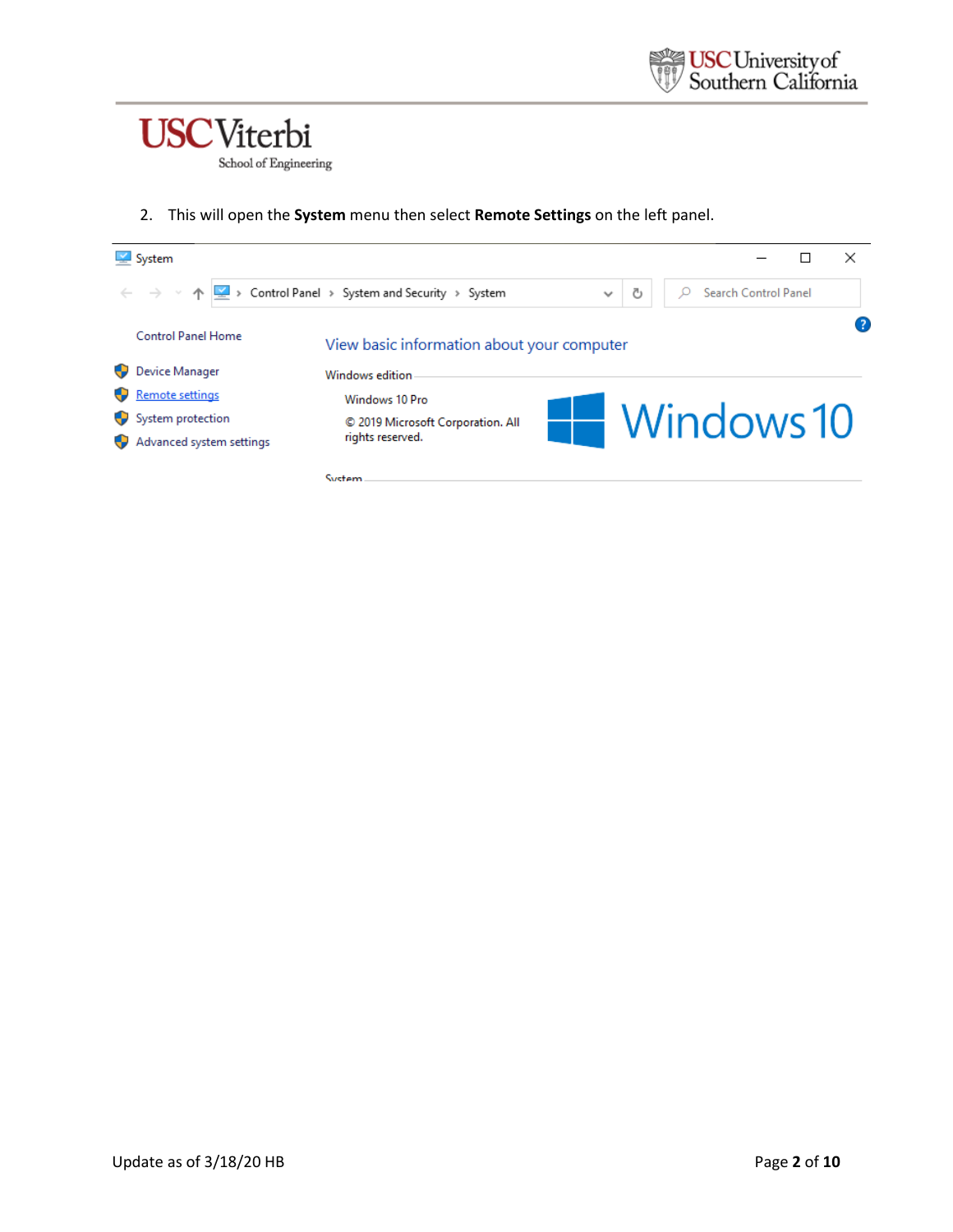2. This will open the **System** menu then select **Remote Settings** on the left panel.

System

Control Panel > System and Security > System

Search Control Panel

Control Panel Home

- Device Manager
- Remote settings
- System protection
- Advanced system settings

View basic information about your computer

Windows edition

Windows 10 Pro

© 2019 Microsoft Corporation. All rights reserved.

Windows 10

System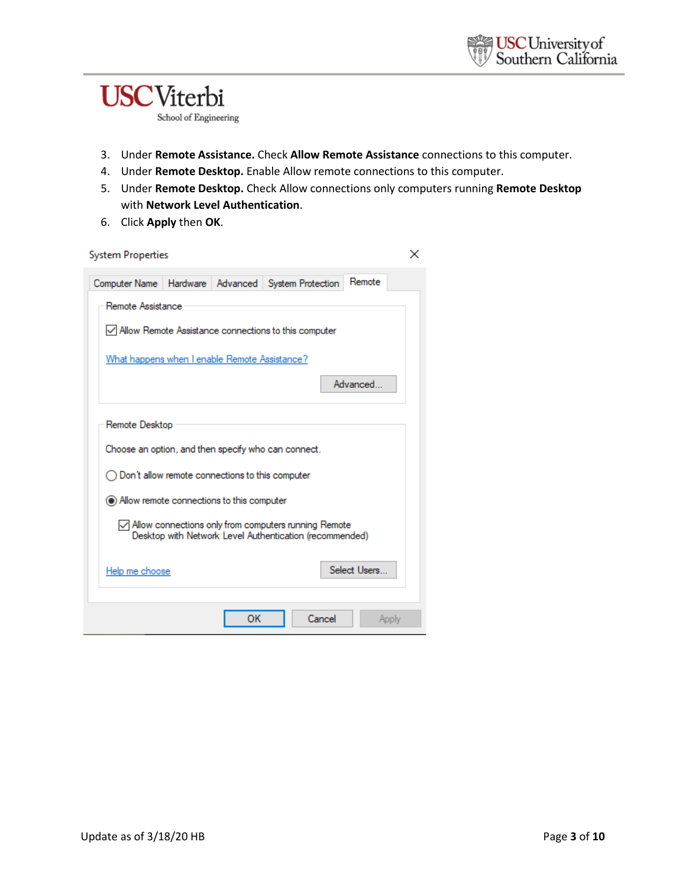3. Under **Remote Assistance.** Check **Allow Remote Assistance** connections to this computer.
4. Under **Remote Desktop.** Enable Allow remote connections to this computer.
5. Under **Remote Desktop.** Check Allow connections only computers running **Remote Desktop** with **Network Level Authentication**.
6. Click **Apply** then **OK**.

System Properties

Computer Name | Hardware | Advanced | System Protection | Remote

Remote Assistance

☑ Allow Remote Assistance connections to this computer

What happens when I enable Remote Assistance?

Advanced...

Remote Desktop

Choose an option, and then specify who can connect.

○ Don't allow remote connections to this computer

◉ Allow remote connections to this computer

☑ Allow connections only from computers running Remote Desktop with Network Level Authentication (recommended)

Help me choose

Select Users...

OK | Cancel | Apply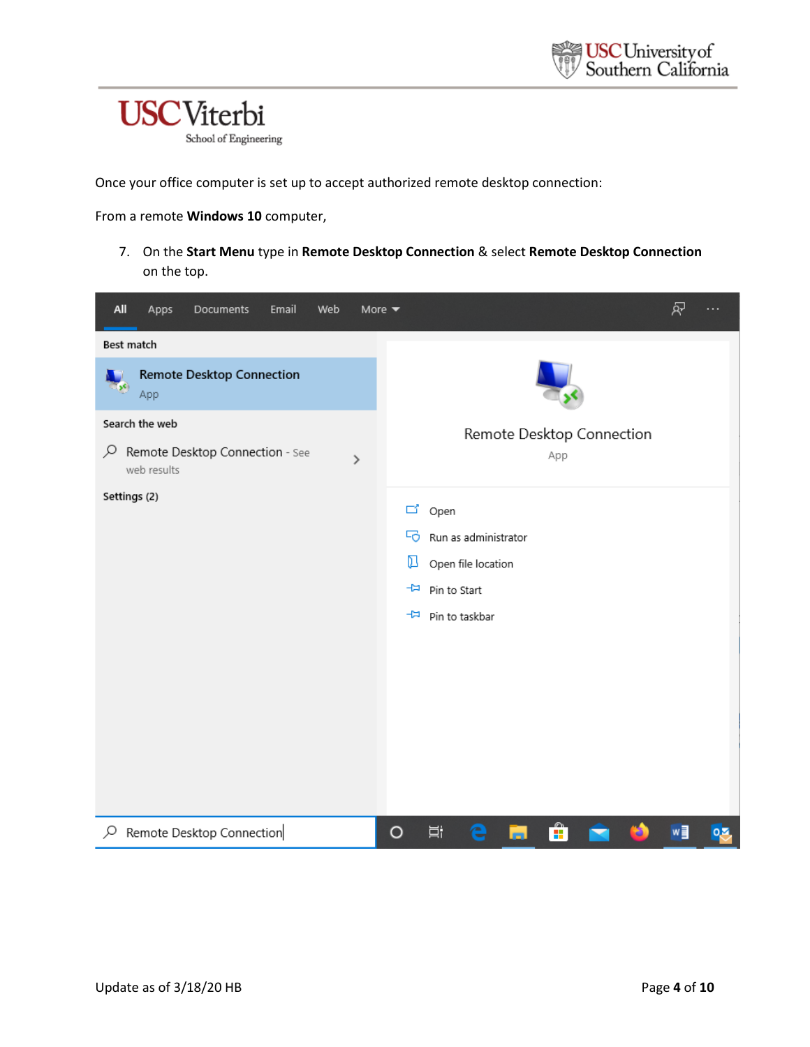Once your office computer is set up to accept authorized remote desktop connection:

From a remote **Windows 10** computer,

7. On the **Start Menu** type in **Remote Desktop Connection** & select **Remote Desktop Connection** on the top.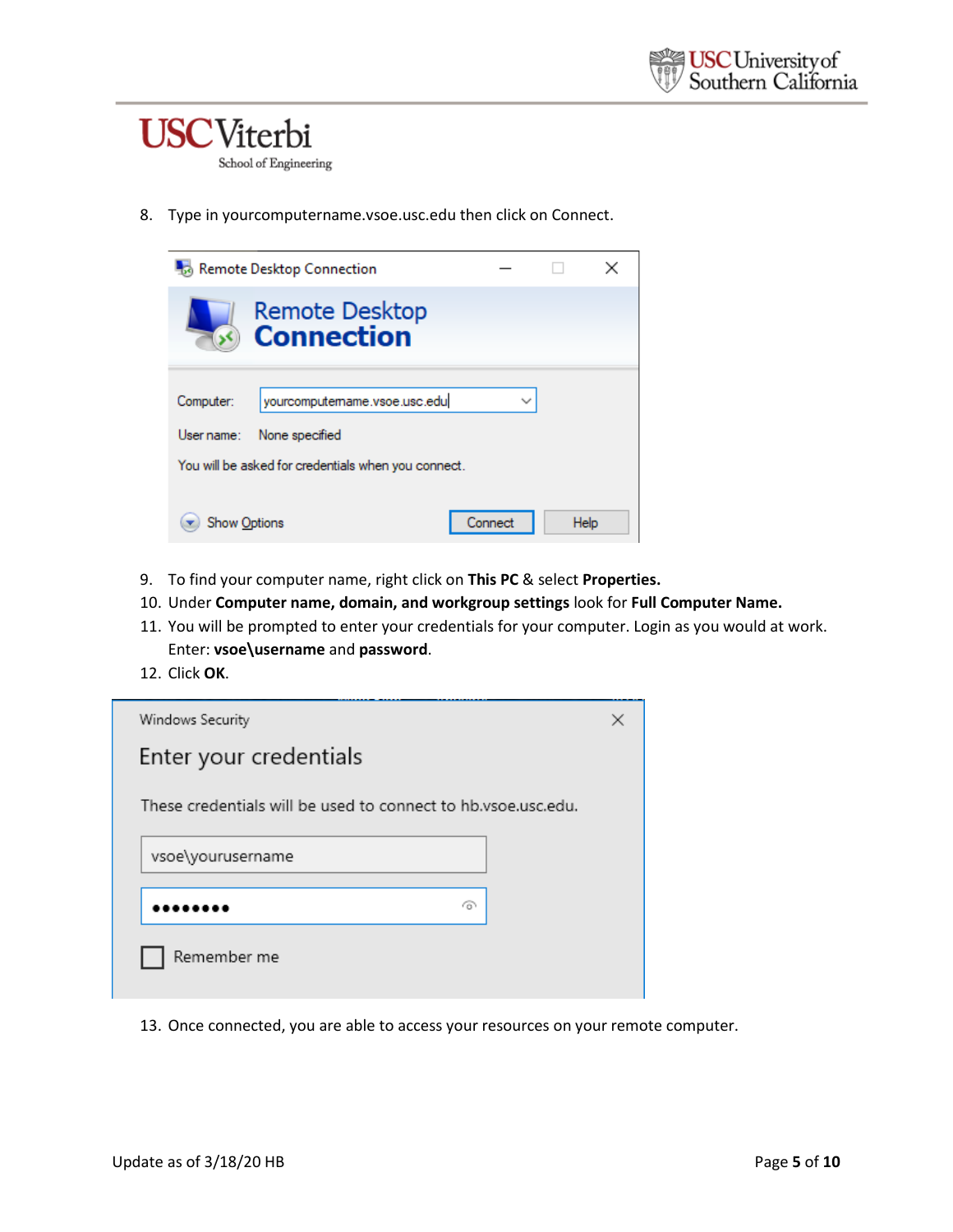8. Type in yourcomputername.vsoe.usc.edu then click on Connect.

9. To find your computer name, right click on **This PC** & select **Properties.**
10. Under **Computer name, domain, and workgroup settings** look for **Full Computer Name.**
11. You will be prompted to enter your credentials for your computer. Login as you would at work. Enter: **vsoe\username** and **password**.
12. Click **OK**.

13. Once connected, you are able to access your resources on your remote computer.

Update as of 3/18/20 HB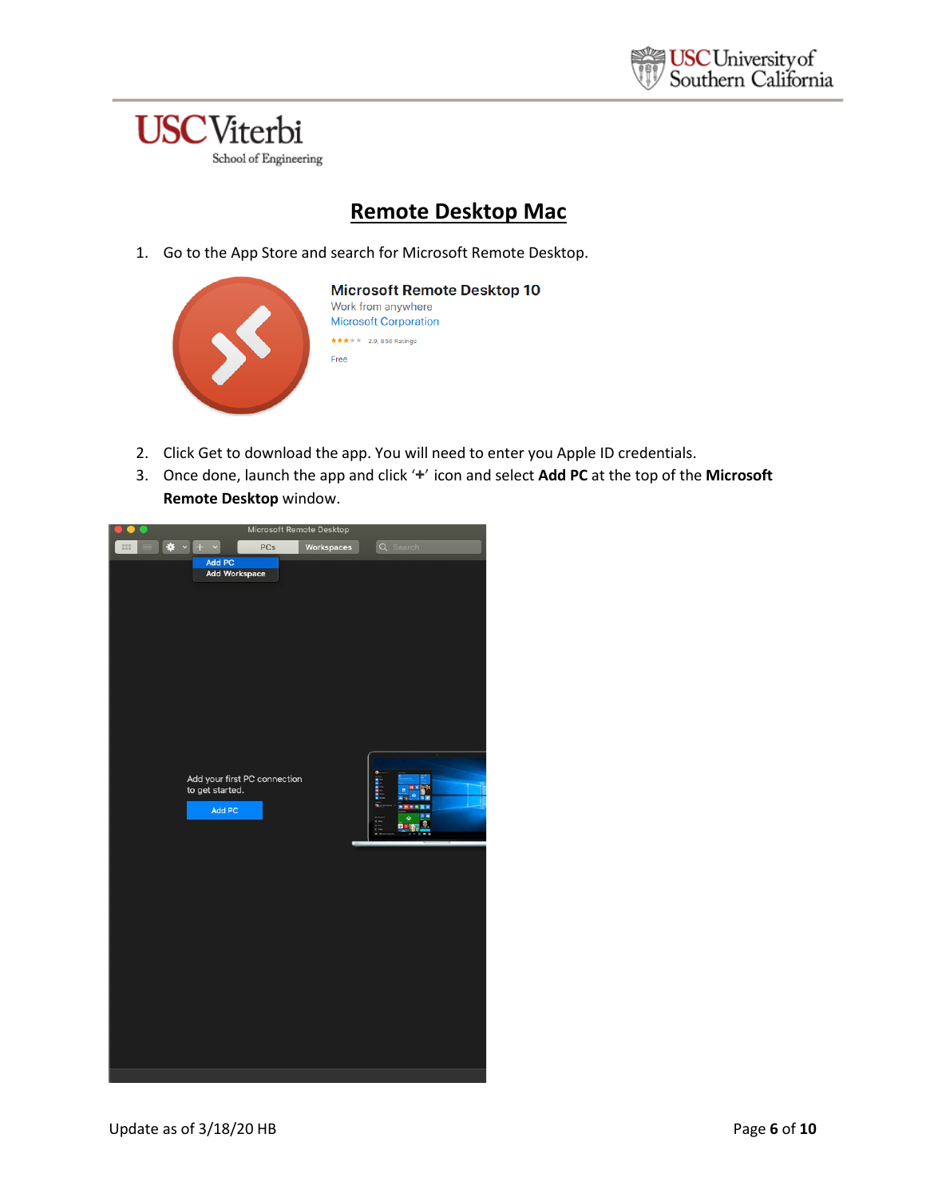# Remote Desktop Mac

1. Go to the App Store and search for Microsoft Remote Desktop.
2. Click Get to download the app. You will need to enter you Apple ID credentials.
3. Once done, launch the app and click '**+**' icon and select **Add PC** at the top of the **Microsoft Remote Desktop** window.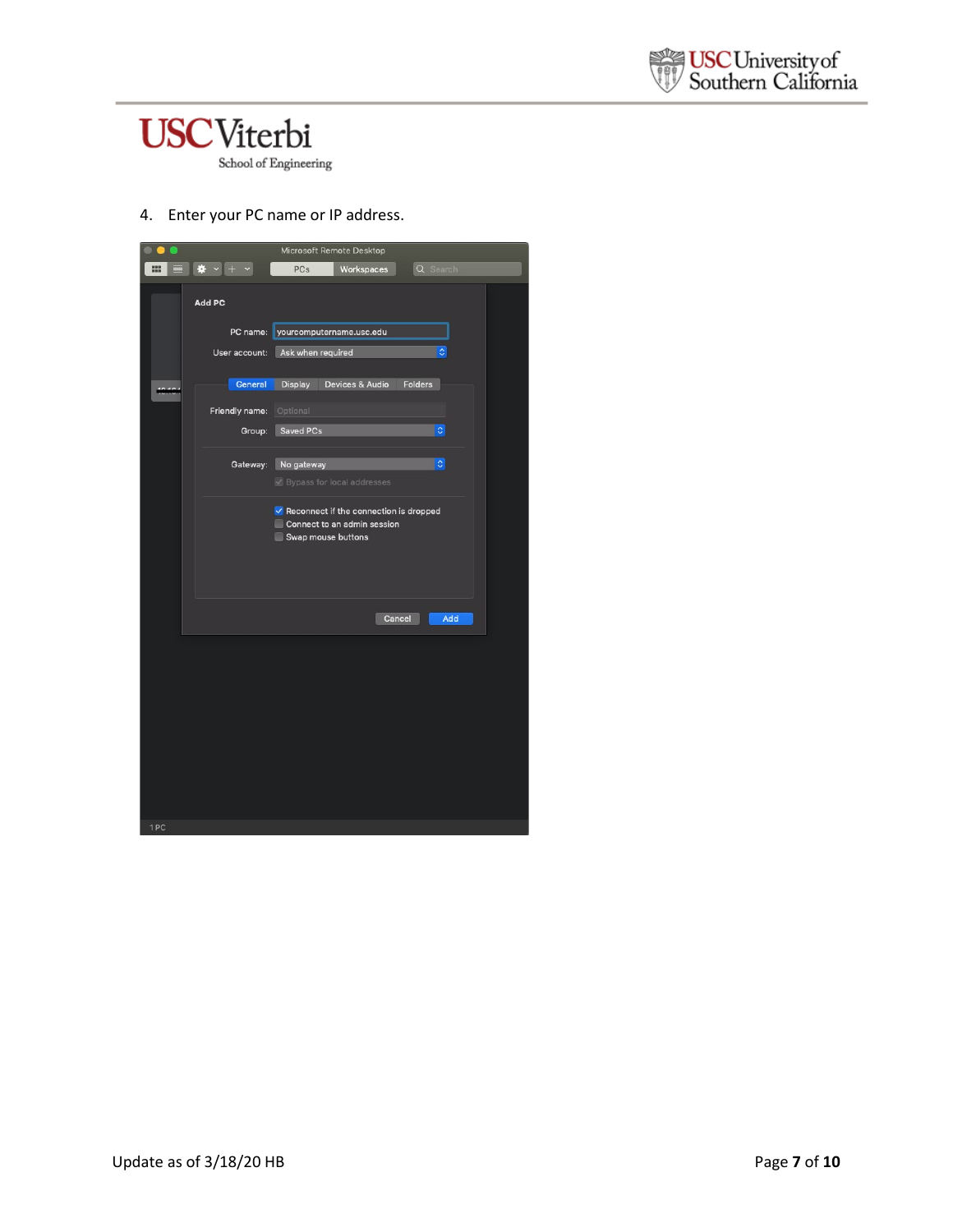4. Enter your PC name or IP address.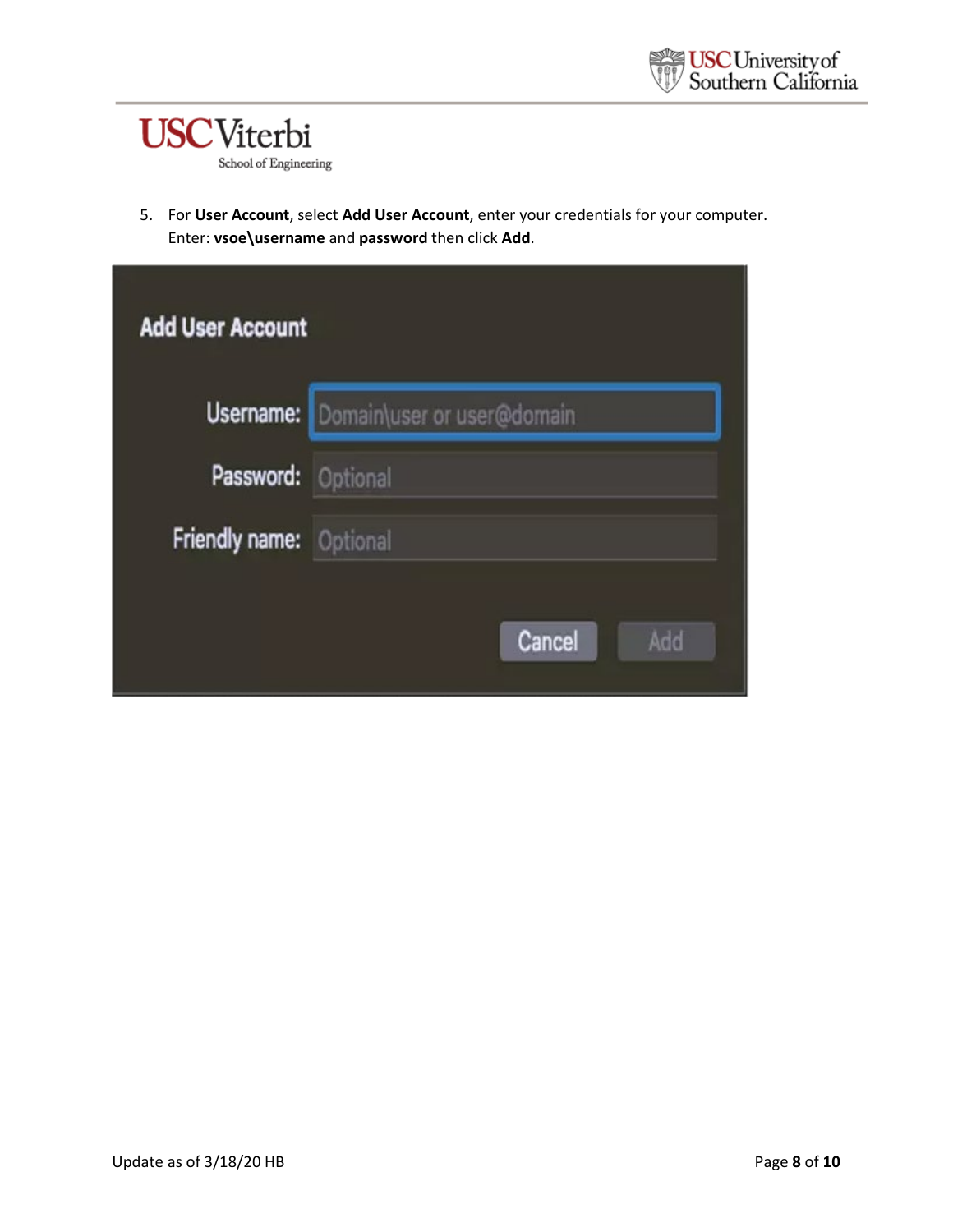5. For **User Account**, select **Add User Account**, enter your credentials for your computer. Enter: **vsoe\username** and **password** then click **Add**.

**Add User Account**

Username: Domain\user or user@domain

Password: Optional

Friendly name: Optional

Cancel | Add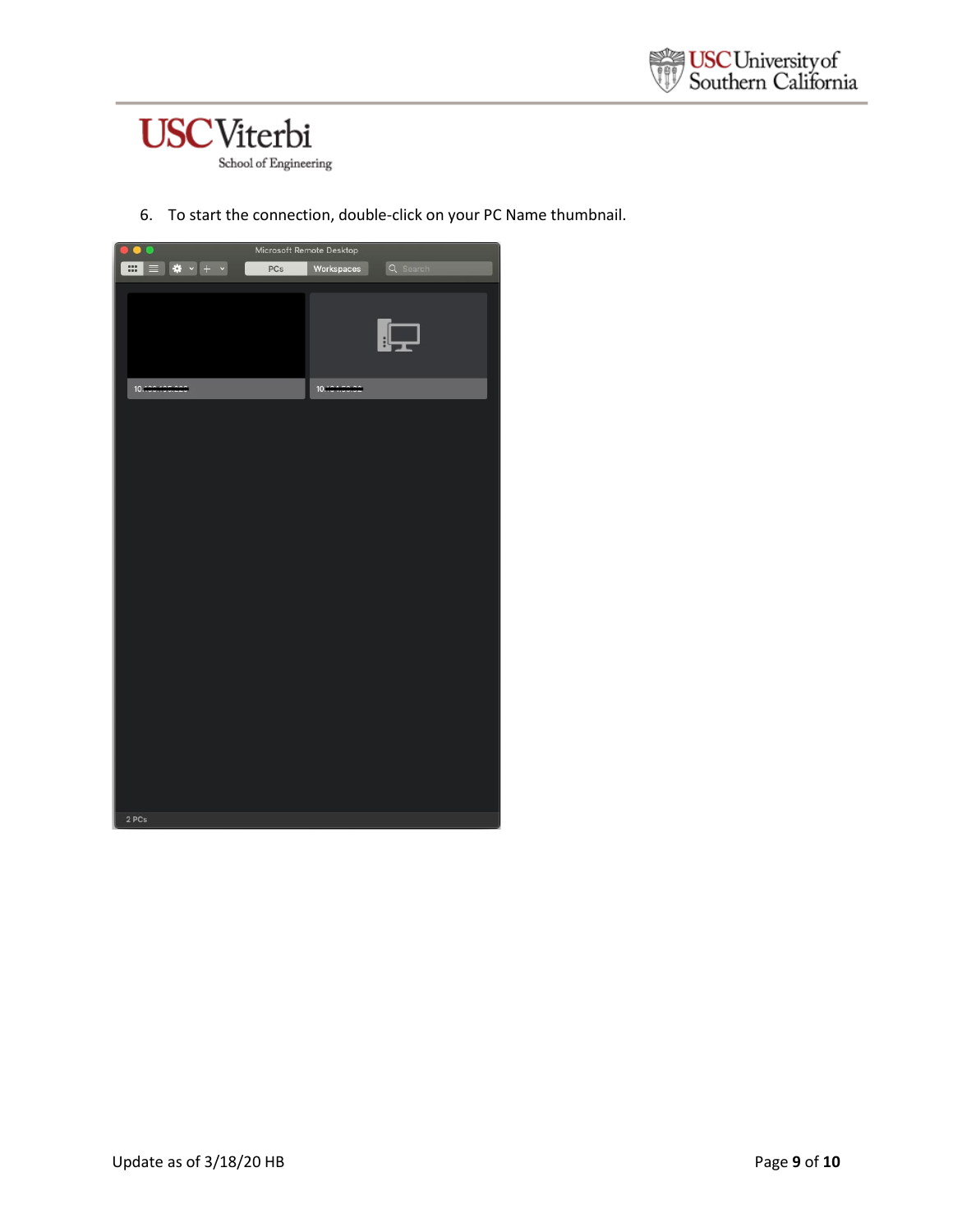6. To start the connection, double-click on your PC Name thumbnail.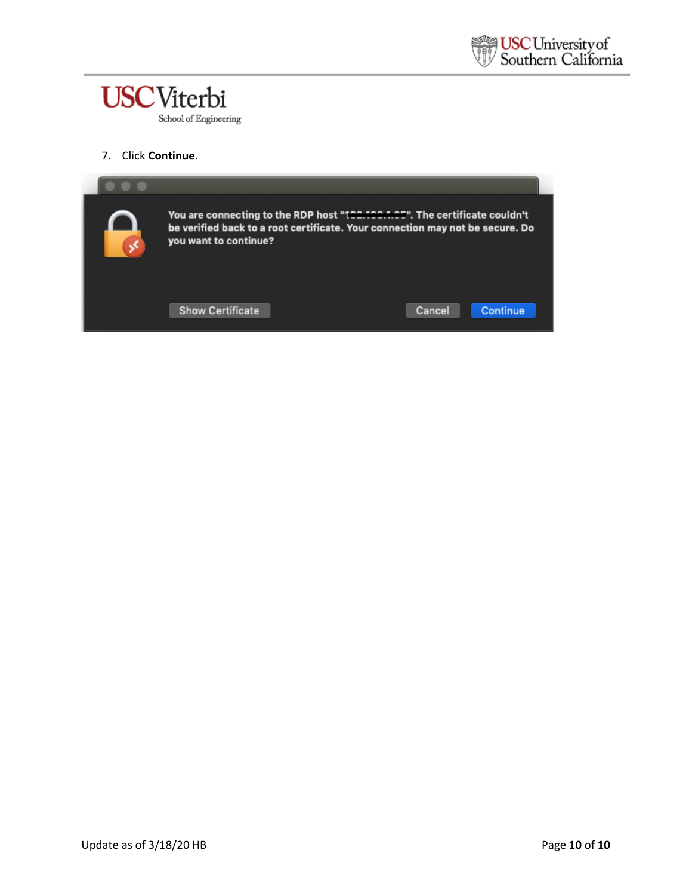7. Click **Continue**.

You are connecting to the RDP host "███████". The certificate couldn't be verified back to a root certificate. Your connection may not be secure. Do you want to continue?

Show Certificate | Cancel | Continue

Update as of 3/18/20 HB